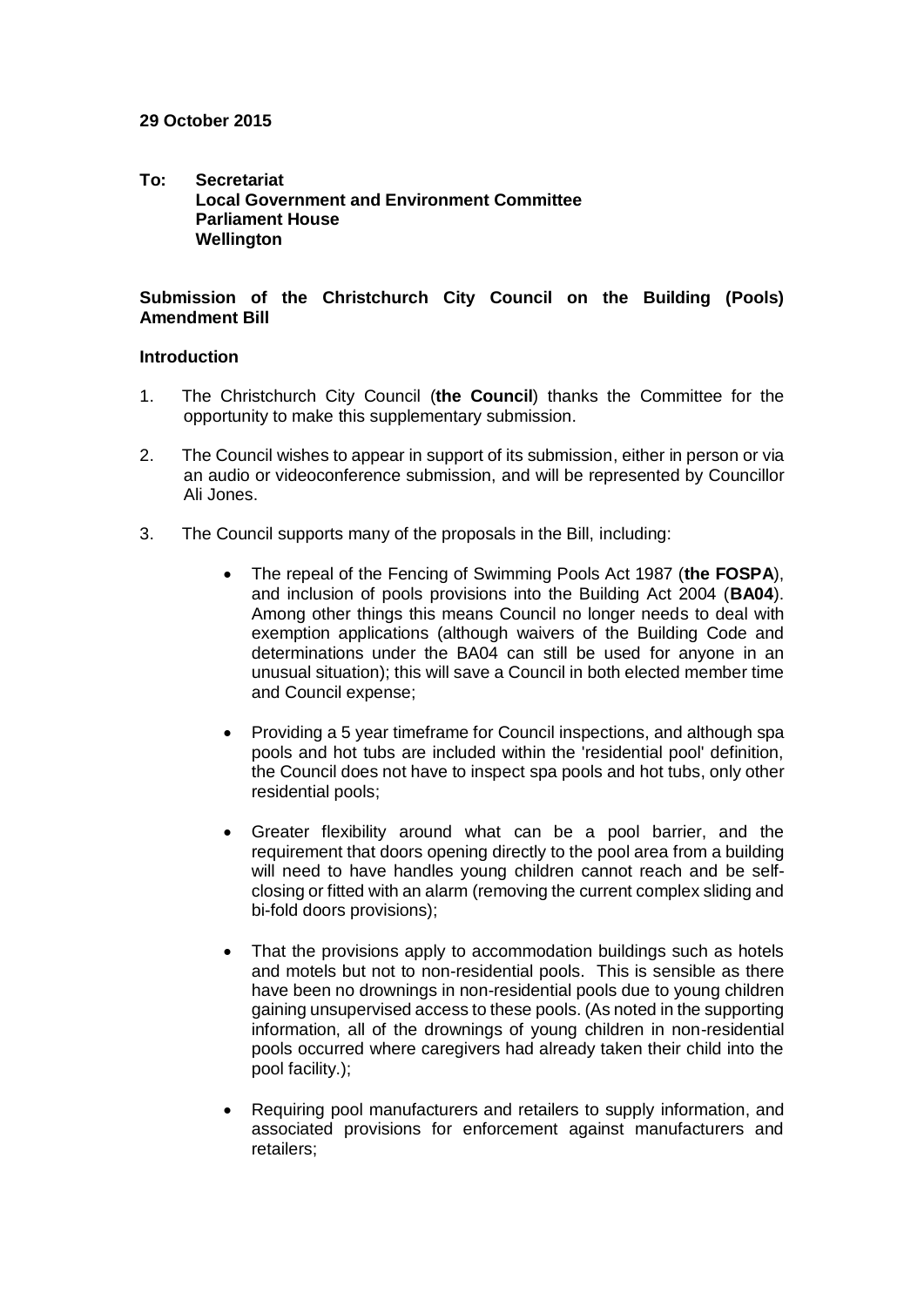**29 October 2015**

**To: Secretariat**
**Local Government and Environment Committee**
**Parliament House**
**Wellington**

**Submission of the Christchurch City Council on the Building (Pools) Amendment Bill**

**Introduction**

1. The Christchurch City Council (**the Council**) thanks the Committee for the opportunity to make this supplementary submission.

2. The Council wishes to appear in support of its submission, either in person or via an audio or videoconference submission, and will be represented by Councillor Ali Jones.

3. The Council supports many of the proposals in the Bill, including:

   - The repeal of the Fencing of Swimming Pools Act 1987 (**the FOSPA**), and inclusion of pools provisions into the Building Act 2004 (**BA04**). Among other things this means Council no longer needs to deal with exemption applications (although waivers of the Building Code and determinations under the BA04 can still be used for anyone in an unusual situation); this will save a Council in both elected member time and Council expense;

   - Providing a 5 year timeframe for Council inspections, and although spa pools and hot tubs are included within the 'residential pool' definition, the Council does not have to inspect spa pools and hot tubs, only other residential pools;

   - Greater flexibility around what can be a pool barrier, and the requirement that doors opening directly to the pool area from a building will need to have handles young children cannot reach and be self-closing or fitted with an alarm (removing the current complex sliding and bi-fold doors provisions);

   - That the provisions apply to accommodation buildings such as hotels and motels but not to non-residential pools. This is sensible as there have been no drownings in non-residential pools due to young children gaining unsupervised access to these pools. (As noted in the supporting information, all of the drownings of young children in non-residential pools occurred where caregivers had already taken their child into the pool facility.);

   - Requiring pool manufacturers and retailers to supply information, and associated provisions for enforcement against manufacturers and retailers;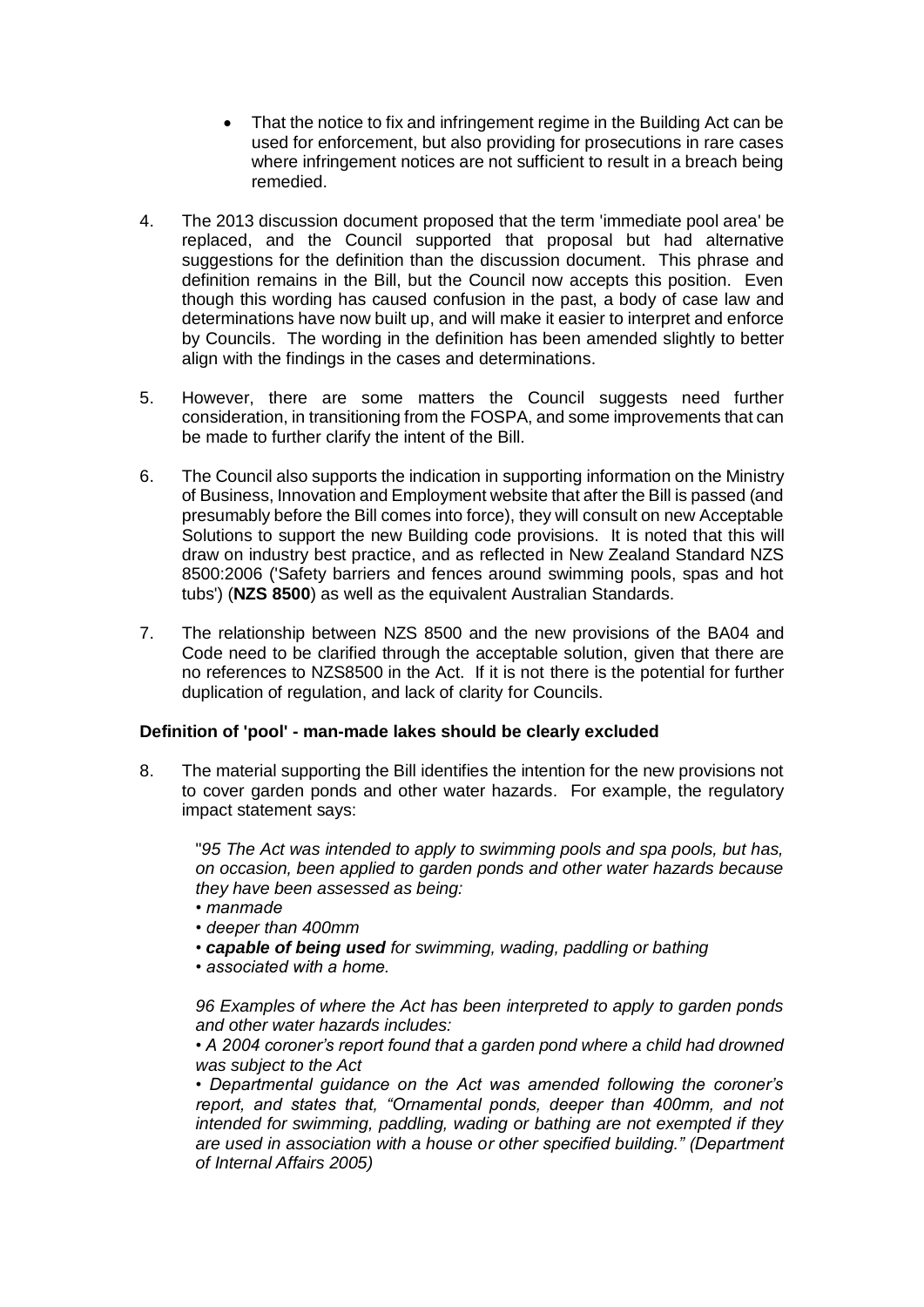- That the notice to fix and infringement regime in the Building Act can be used for enforcement, but also providing for prosecutions in rare cases where infringement notices are not sufficient to result in a breach being remedied.

4. The 2013 discussion document proposed that the term 'immediate pool area' be replaced, and the Council supported that proposal but had alternative suggestions for the definition than the discussion document. This phrase and definition remains in the Bill, but the Council now accepts this position. Even though this wording has caused confusion in the past, a body of case law and determinations have now built up, and will make it easier to interpret and enforce by Councils. The wording in the definition has been amended slightly to better align with the findings in the cases and determinations.

5. However, there are some matters the Council suggest need further consideration, in transitioning from the FOSPA, and some improvements that can be made to further clarify the intent of the Bill.

6. The Council also supports the indication in supporting information on the Ministry of Business, Innovation and Employment website that after the Bill is passed (and presumably before the Bill comes into force), they will consult on new Acceptable Solutions to support the new Building code provisions. It is noted that this will draw on industry best practice, and as reflected in New Zealand Standard NZS 8500:2006 ('Safety barriers and fences around swimming pools, spas and hot tubs') (**NZS 8500**) as well as the equivalent Australian Standards.

7. The relationship between NZS 8500 and the new provisions of the BA04 and Code need to be clarified through the acceptable solution, given that there are no references to NZS8500 in the Act. If it is not there is the potential for further duplication of regulation, and lack of clarity for Councils.

**Definition of 'pool' - man-made lakes should be clearly excluded**

8. The material supporting the Bill identifies the intention for the new provisions not to cover garden ponds and other water hazards. For example, the regulatory impact statement says:

   "*95 The Act was intended to apply to swimming pools and spa pools, but has, on occasion, been applied to garden ponds and other water hazards because they have been assessed as being:*
   *• manmade*
   *• deeper than 400mm*
   *• **capable of being used** for swimming, wading, paddling or bathing*
   *• associated with a home.*

   *96 Examples of where the Act has been interpreted to apply to garden ponds and other water hazards includes:*
   *• A 2004 coroner's report found that a garden pond where a child had drowned was subject to the Act*
   *• Departmental guidance on the Act was amended following the coroner's report, and states that, "Ornamental ponds, deeper than 400mm, and not intended for swimming, paddling, wading or bathing are not exempted if they are used in association with a house or other specified building." (Department of Internal Affairs 2005)*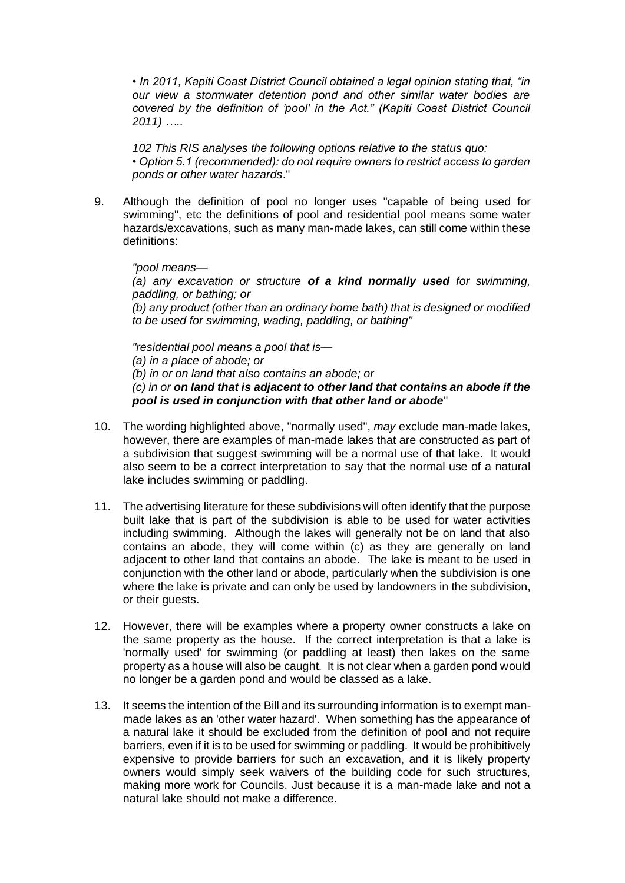*• In 2011, Kapiti Coast District Council obtained a legal opinion stating that, "in our view a stormwater detention pond and other similar water bodies are covered by the definition of 'pool' in the Act." (Kapiti Coast District Council 2011) …..*

*102 This RIS analyses the following options relative to the status quo:*
*• Option 5.1 (recommended): do not require owners to restrict access to garden ponds or other water hazards*."

9. Although the definition of pool no longer uses "capable of being used for swimming", etc the definitions of pool and residential pool means some water hazards/excavations, such as many man-made lakes, can still come within these definitions:

   *"pool means—*
   *(a) any excavation or structure **of a kind normally used** for swimming, paddling, or bathing; or*
   *(b) any product (other than an ordinary home bath) that is designed or modified to be used for swimming, wading, paddling, or bathing"*

   *"residential pool means a pool that is—*
   *(a) in a place of abode; or*
   *(b) in or on land that also contains an abode; or*
   *(c) in or **on land that is adjacent to other land that contains an abode if the pool is used in conjunction with that other land or abode***"

10. The wording highlighted above, "normally used", *may* exclude man-made lakes, however, there are examples of man-made lakes that are constructed as part of a subdivision that suggest swimming will be a normal use of that lake. It would also seem to be a correct interpretation to say that the normal use of a natural lake includes swimming or paddling.

11. The advertising literature for these subdivisions will often identify that the purpose built lake that is part of the subdivision is able to be used for water activities including swimming. Although the lakes will generally not be on land that also contains an abode, they will come within (c) as they are generally on land adjacent to other land that contains an abode. The lake is meant to be used in conjunction with the other land or abode, particularly when the subdivision is one where the lake is private and can only be used by landowners in the subdivision, or their guests.

12. However, there will be examples where a property owner constructs a lake on the same property as the house. If the correct interpretation is that a lake is 'normally used' for swimming (or paddling at least) then lakes on the same property as a house will also be caught. It is not clear when a garden pond would no longer be a garden pond and would be classed as a lake.

13. It seems the intention of the Bill and its surrounding information is to exempt man-made lakes as an 'other water hazard'. When something has the appearance of a natural lake it should be excluded from the definition of pool and not require barriers, even if it is to be used for swimming or paddling. It would be prohibitively expensive to provide barriers for such an excavation, and it is likely property owners would simply seek waivers of the building code for such structures, making more work for Councils. Just because it is a man-made lake and not a natural lake should not make a difference.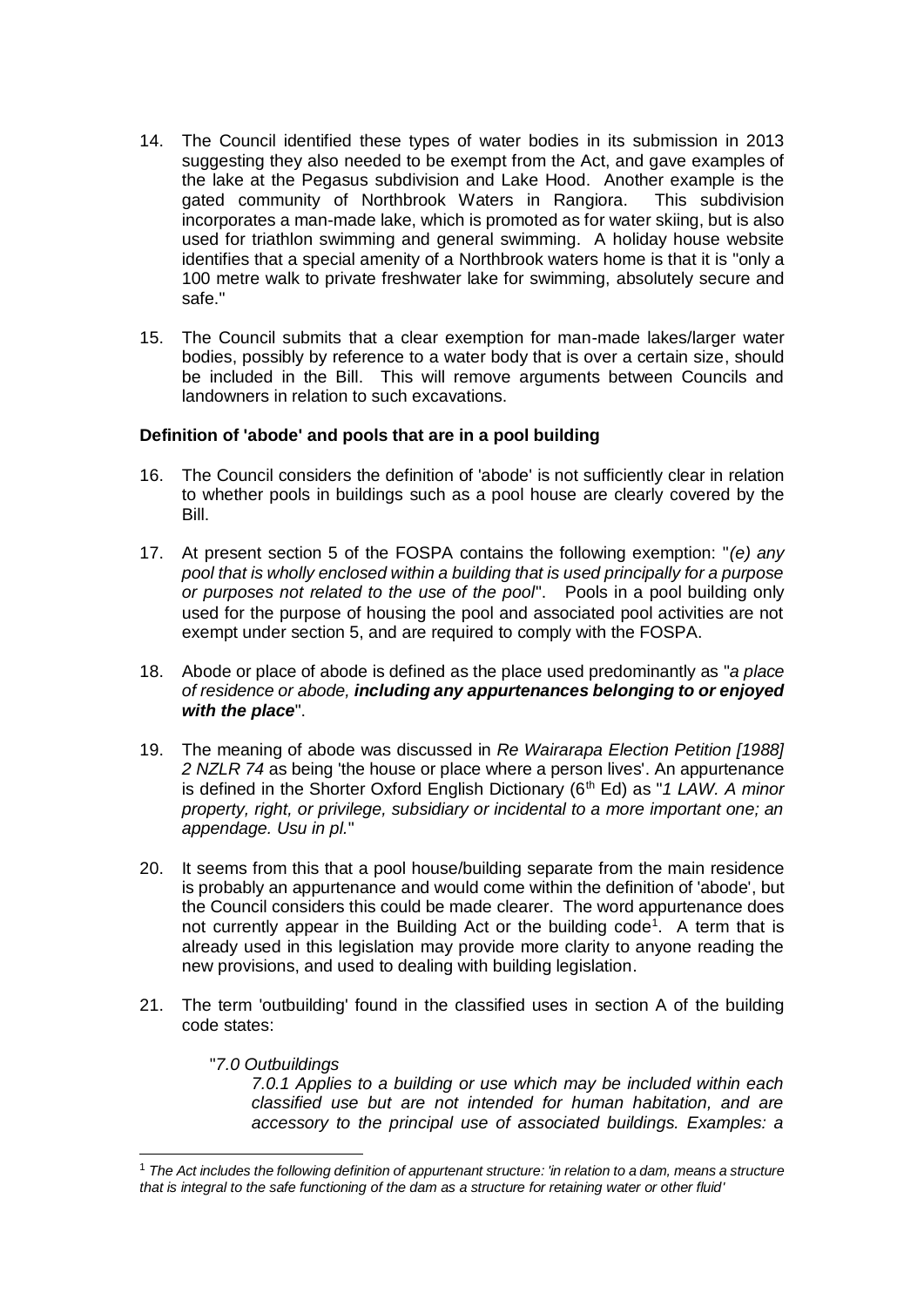14. The Council identified these types of water bodies in its submission in 2013 suggesting they also needed to be exempt from the Act, and gave examples of the lake at the Pegasus subdivision and Lake Hood. Another example is the gated community of Northbrook Waters in Rangiora. This subdivision incorporates a man-made lake, which is promoted as for water skiing, but is also used for triathlon swimming and general swimming. A holiday house website identifies that a special amenity of a Northbrook waters home is that it is "only a 100 metre walk to private freshwater lake for swimming, absolutely secure and safe."

15. The Council submits that a clear exemption for man-made lakes/larger water bodies, possibly by reference to a water body that is over a certain size, should be included in the Bill. This will remove arguments between Councils and landowners in relation to such excavations.

**Definition of 'abode' and pools that are in a pool building**

16. The Council considers the definition of 'abode' is not sufficiently clear in relation to whether pools in buildings such as a pool house are clearly covered by the Bill.

17. At present section 5 of the FOSPA contains the following exemption: "*(e) any pool that is wholly enclosed within a building that is used principally for a purpose or purposes not related to the use of the pool*". Pools in a pool building only used for the purpose of housing the pool and associated pool activities are not exempt under section 5, and are required to comply with the FOSPA.

18. Abode or place of abode is defined as the place used predominantly as "*a place of residence or abode, **including any appurtenances belonging to or enjoyed with the place***".

19. The meaning of abode was discussed in *Re Wairarapa Election Petition [1988] 2 NZLR 74* as being 'the house or place where a person lives'. An appurtenance is defined in the Shorter Oxford English Dictionary (6th Ed) as "*1 LAW. A minor property, right, or privilege, subsidiary or incidental to a more important one; an appendage. Usu in pl.*"

20. It seems from this that a pool house/building separate from the main residence is probably an appurtenance and would come within the definition of 'abode', but the Council considers this could be made clearer. The word appurtenance does not currently appear in the Building Act or the building code[1]. A term that is already used in this legislation may provide more clarity to anyone reading the new provisions, and used to dealing with building legislation.

21. The term 'outbuilding' found in the classified uses in section A of the building code states:

    "*7.0 Outbuildings*
    
    *7.0.1 Applies to a building or use which may be included within each classified use but are not intended for human habitation, and are accessory to the principal use of associated buildings. Examples: a*

---

[1] *The Act includes the following definition of appurtenant structure: 'in relation to a dam, means a structure that is integral to the safe functioning of the dam as a structure for retaining water or other fluid'*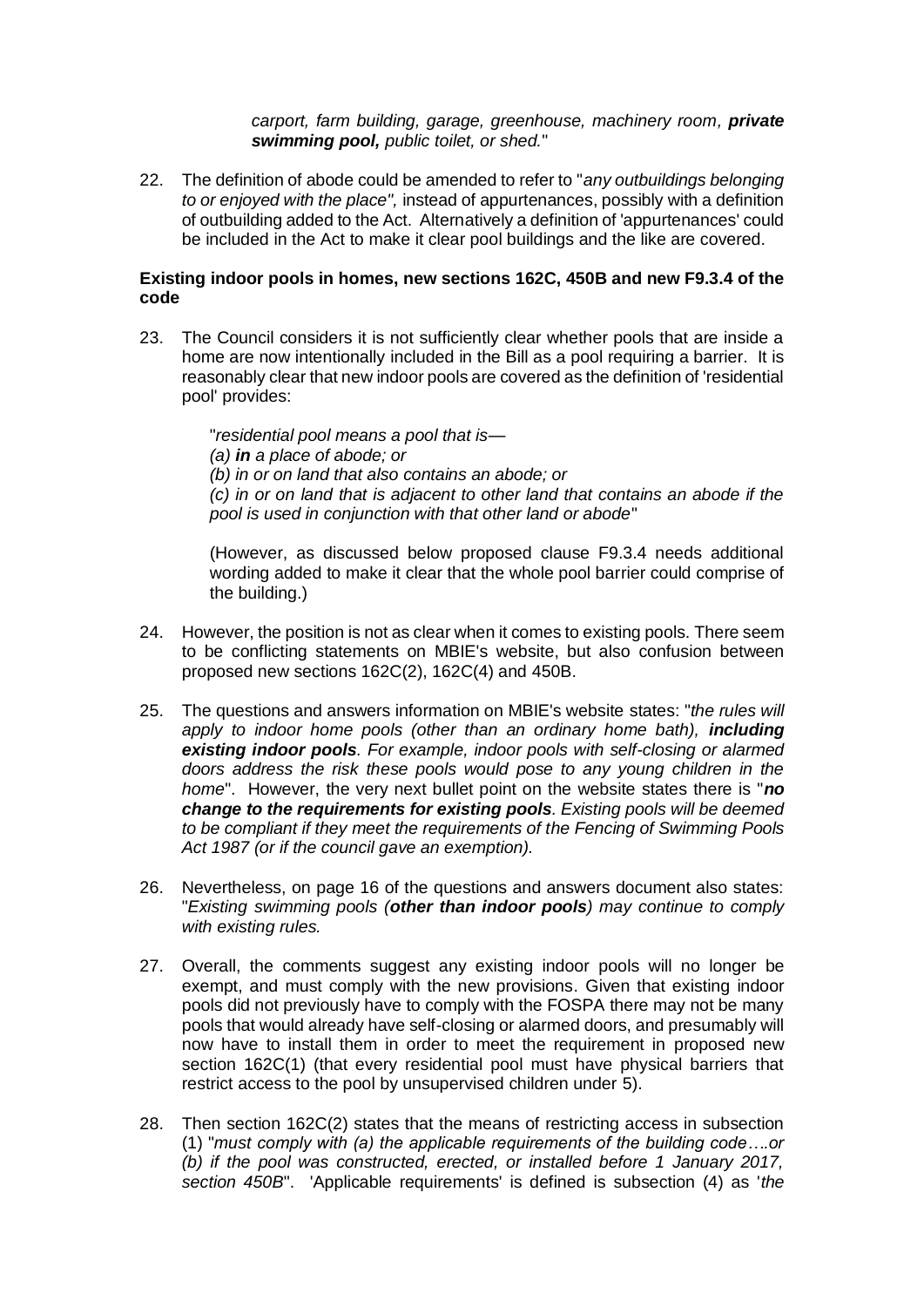*carport, farm building, garage, greenhouse, machinery room, **private swimming pool,** public toilet, or shed.*"

22. The definition of abode could be amended to refer to "*any outbuildings belonging to or enjoyed with the place",* instead of appurtenances, possibly with a definition of outbuilding added to the Act. Alternatively a definition of 'appurtenances' could be included in the Act to make it clear pool buildings and the like are covered.

**Existing indoor pools in homes, new sections 162C, 450B and new F9.3.4 of the code**

23. The Council considers it is not sufficiently clear whether pools that are inside a home are now intentionally included in the Bill as a pool requiring a barrier. It is reasonably clear that new indoor pools are covered as the definition of 'residential pool' provides:

    "*residential pool means a pool that is—*
    *(a) **in** a place of abode; or*
    *(b) in or on land that also contains an abode; or*
    *(c) in or on land that is adjacent to other land that contains an abode if the pool is used in conjunction with that other land or abode*"

    (However, as discussed below proposed clause F9.3.4 needs additional wording added to make it clear that the whole pool barrier could comprise of the building.)

24. However, the position is not as clear when it comes to existing pools. There seem to be conflicting statements on MBIE's website, but also confusion between proposed new sections 162C(2), 162C(4) and 450B.

25. The questions and answers information on MBIE's website states: "*the rules will apply to indoor home pools (other than an ordinary home bath), **including existing indoor pools**. For example, indoor pools with self-closing or alarmed doors address the risk these pools would pose to any young children in the home*". However, the very next bullet point on the website states there is "***no change to the requirements for existing pools**. Existing pools will be deemed to be compliant if they meet the requirements of the Fencing of Swimming Pools Act 1987 (or if the council gave an exemption).*

26. Nevertheless, on page 16 of the questions and answers document also states: "*Existing swimming pools (**other than indoor pools**) may continue to comply with existing rules.*

27. Overall, the comments suggest any existing indoor pools will no longer be exempt, and must comply with the new provisions. Given that existing indoor pools did not previously have to comply with the FOSPA there may not be many pools that would already have self-closing or alarmed doors, and presumably will now have to install them in order to meet the requirement in proposed new section 162C(1) (that every residential pool must have physical barriers that restrict access to the pool by unsupervised children under 5).

28. Then section 162C(2) states that the means of restricting access in subsection (1) "*must comply with (a) the applicable requirements of the building code….or (b) if the pool was constructed, erected, or installed before 1 January 2017, section 450B*". 'Applicable requirements' is defined is subsection (4) as '*the*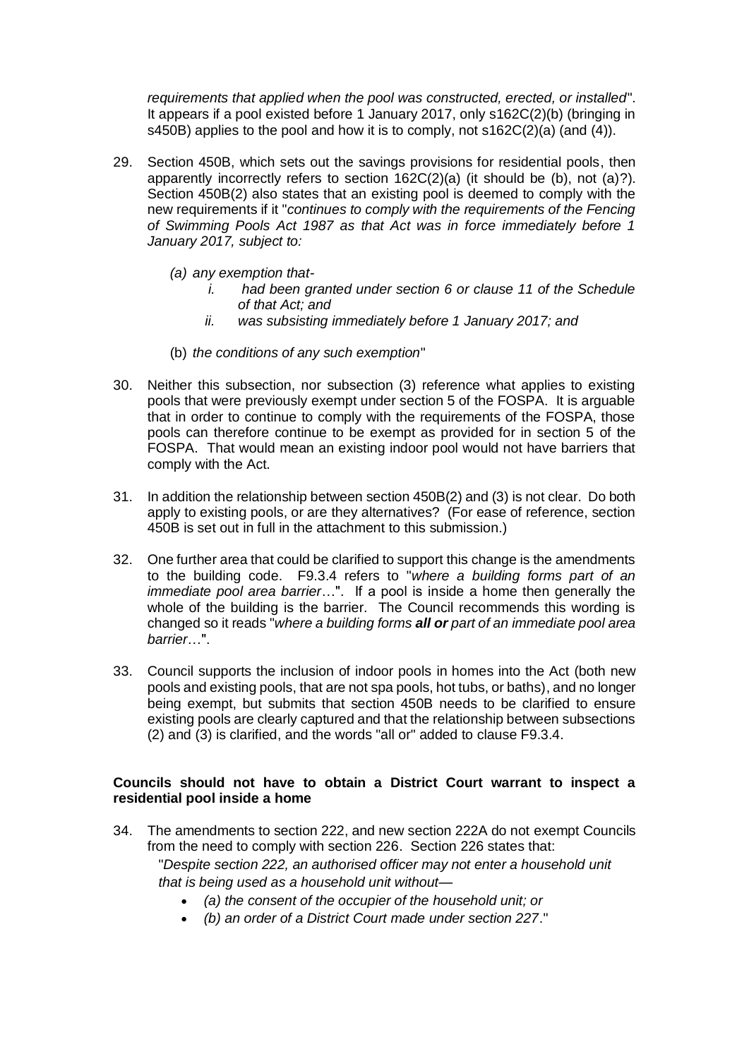*requirements that applied when the pool was constructed, erected, or installed*". It appears if a pool existed before 1 January 2017, only s162C(2)(b) (bringing in s450B) applies to the pool and how it is to comply, not s162C(2)(a) (and (4)).

29. Section 450B, which sets out the savings provisions for residential pools, then apparently incorrectly refers to section 162C(2)(a) (it should be (b), not (a)?). Section 450B(2) also states that an existing pool is deemed to comply with the new requirements if it "*continues to comply with the requirements of the Fencing of Swimming Pools Act 1987 as that Act was in force immediately before 1 January 2017, subject to:*

    *(a) any exemption that-*
    
    *i. had been granted under section 6 or clause 11 of the Schedule of that Act; and*
    
    *ii. was subsisting immediately before 1 January 2017; and*
    
    (b) *the conditions of any such exemption*"

30. Neither this subsection, nor subsection (3) reference what applies to existing pools that were previously exempt under section 5 of the FOSPA. It is arguable that in order to continue to comply with the requirements of the FOSPA, those pools can therefore continue to be exempt as provided for in section 5 of the FOSPA. That would mean an existing indoor pool would not have barriers that comply with the Act.

31. In addition the relationship between section 450B(2) and (3) is not clear. Do both apply to existing pools, or are they alternatives? (For ease of reference, section 450B is set out in full in the attachment to this submission.)

32. One further area that could be clarified to support this change is the amendments to the building code. F9.3.4 refers to "*where a building forms part of an immediate pool area barrier*…". If a pool is inside a home then generally the whole of the building is the barrier. The Council recommends this wording is changed so it reads "*where a building forms **all or** part of an immediate pool area barrier*…".

33. Council supports the inclusion of indoor pools in homes into the Act (both new pools and existing pools, that are not spa pools, hot tubs, or baths), and no longer being exempt, but submits that section 450B needs to be clarified to ensure existing pools are clearly captured and that the relationship between subsections (2) and (3) is clarified, and the words "all or" added to clause F9.3.4.

**Councils should not have to obtain a District Court warrant to inspect a residential pool inside a home**

34. The amendments to section 222, and new section 222A do not exempt Councils from the need to comply with section 226. Section 226 states that:

    "*Despite section 222, an authorised officer may not enter a household unit that is being used as a household unit without—*
    
    - *(a) the consent of the occupier of the household unit; or*
    - *(b) an order of a District Court made under section 227*."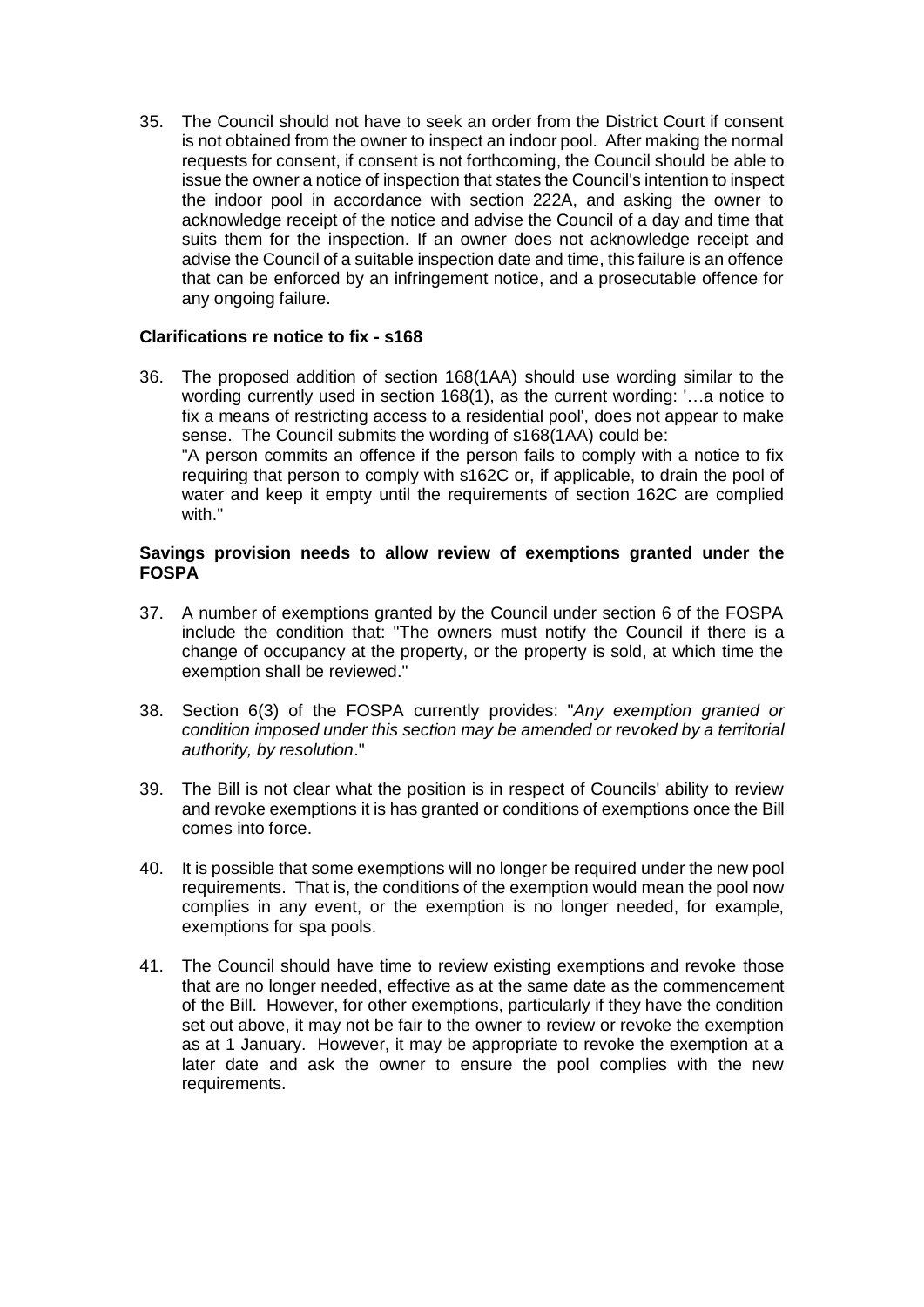35. The Council should not have to seek an order from the District Court if consent is not obtained from the owner to inspect an indoor pool. After making the normal requests for consent, if consent is not forthcoming, the Council should be able to issue the owner a notice of inspection that states the Council's intention to inspect the indoor pool in accordance with section 222A, and asking the owner to acknowledge receipt of the notice and advise the Council of a day and time that suits them for the inspection. If an owner does not acknowledge receipt and advise the Council of a suitable inspection date and time, this failure is an offence that can be enforced by an infringement notice, and a prosecutable offence for any ongoing failure.

### Clarifications re notice to fix - s168

36. The proposed addition of section 168(1AA) should use wording similar to the wording currently used in section 168(1), as the current wording: '…a notice to fix a means of restricting access to a residential pool', does not appear to make sense. The Council submits the wording of s168(1AA) could be:
    "A person commits an offence if the person fails to comply with a notice to fix requiring that person to comply with s162C or, if applicable, to drain the pool of water and keep it empty until the requirements of section 162C are complied with."

### Savings provision needs to allow review of exemptions granted under the FOSPA

37. A number of exemptions granted by the Council under section 6 of the FOSPA include the condition that: "The owners must notify the Council if there is a change of occupancy at the property, or the property is sold, at which time the exemption shall be reviewed."

38. Section 6(3) of the FOSPA currently provides: "*Any exemption granted or condition imposed under this section may be amended or revoked by a territorial authority, by resolution*."

39. The Bill is not clear what the position is in respect of Councils' ability to review and revoke exemptions it is has granted or conditions of exemptions once the Bill comes into force.

40. It is possible that some exemptions will no longer be required under the new pool requirements. That is, the conditions of the exemption would mean the pool now complies in any event, or the exemption is no longer needed, for example, exemptions for spa pools.

41. The Council should have time to review existing exemptions and revoke those that are no longer needed, effective as at the same date as the commencement of the Bill. However, for other exemptions, particularly if they have the condition set out above, it may not be fair to the owner to review or revoke the exemption as at 1 January. However, it may be appropriate to revoke the exemption at a later date and ask the owner to ensure the pool complies with the new requirements.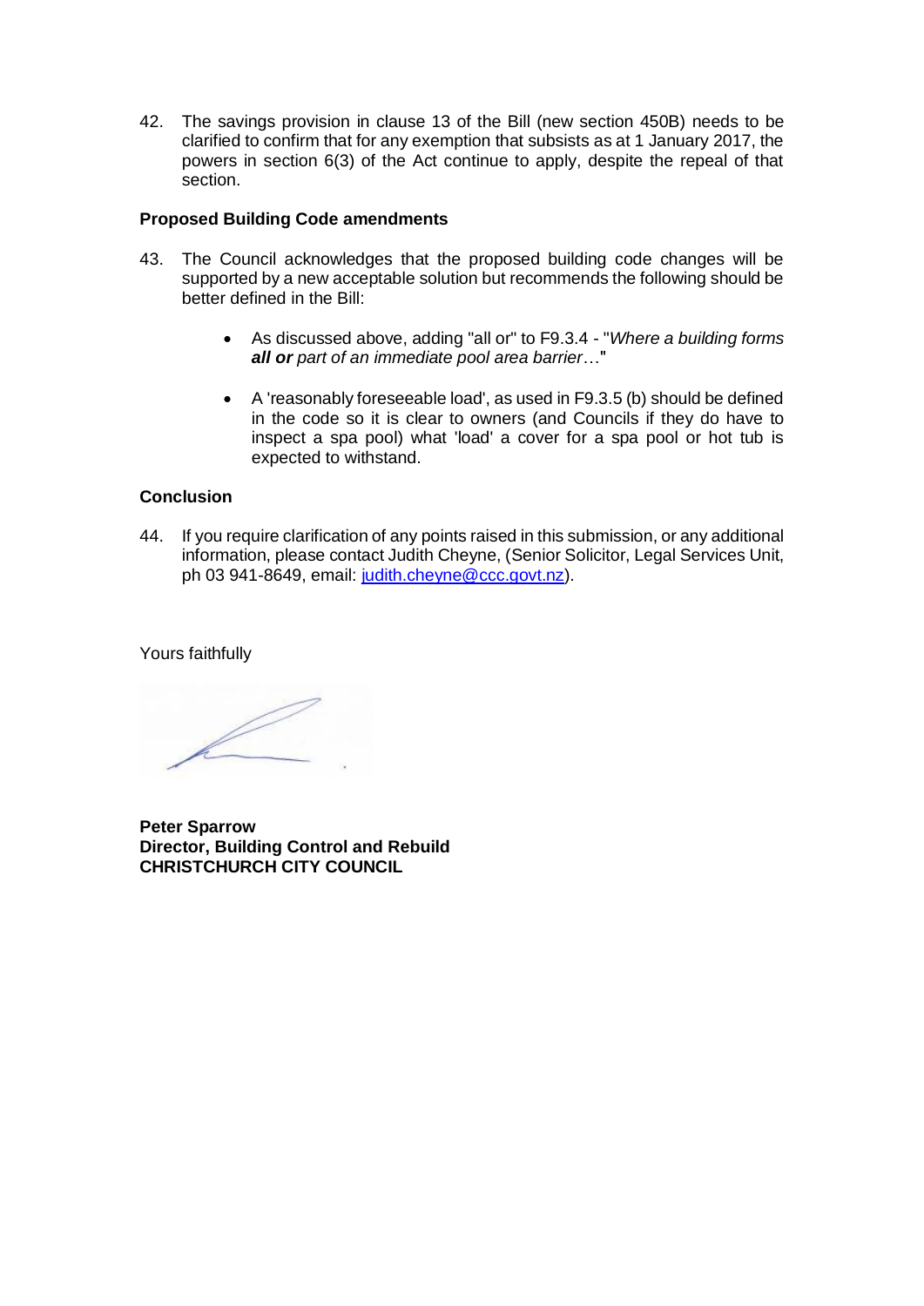42. The savings provision in clause 13 of the Bill (new section 450B) needs to be clarified to confirm that for any exemption that subsists as at 1 January 2017, the powers in section 6(3) of the Act continue to apply, despite the repeal of that section.

**Proposed Building Code amendments**

43. The Council acknowledges that the proposed building code changes will be supported by a new acceptable solution but recommends the following should be better defined in the Bill:

    - As discussed above, adding "all or" to F9.3.4 - "*Where a building forms **all or** part of an immediate pool area barrier*…"
    - A 'reasonably foreseeable load', as used in F9.3.5 (b) should be defined in the code so it is clear to owners (and Councils if they do have to inspect a spa pool) what 'load' a cover for a spa pool or hot tub is expected to withstand.

**Conclusion**

44. If you require clarification of any points raised in this submission, or any additional information, please contact Judith Cheyne, (Senior Solicitor, Legal Services Unit, ph 03 941-8649, email: judith.cheyne@ccc.govt.nz).

Yours faithfully

**Peter Sparrow**
**Director, Building Control and Rebuild**
**CHRISTCHURCH CITY COUNCIL**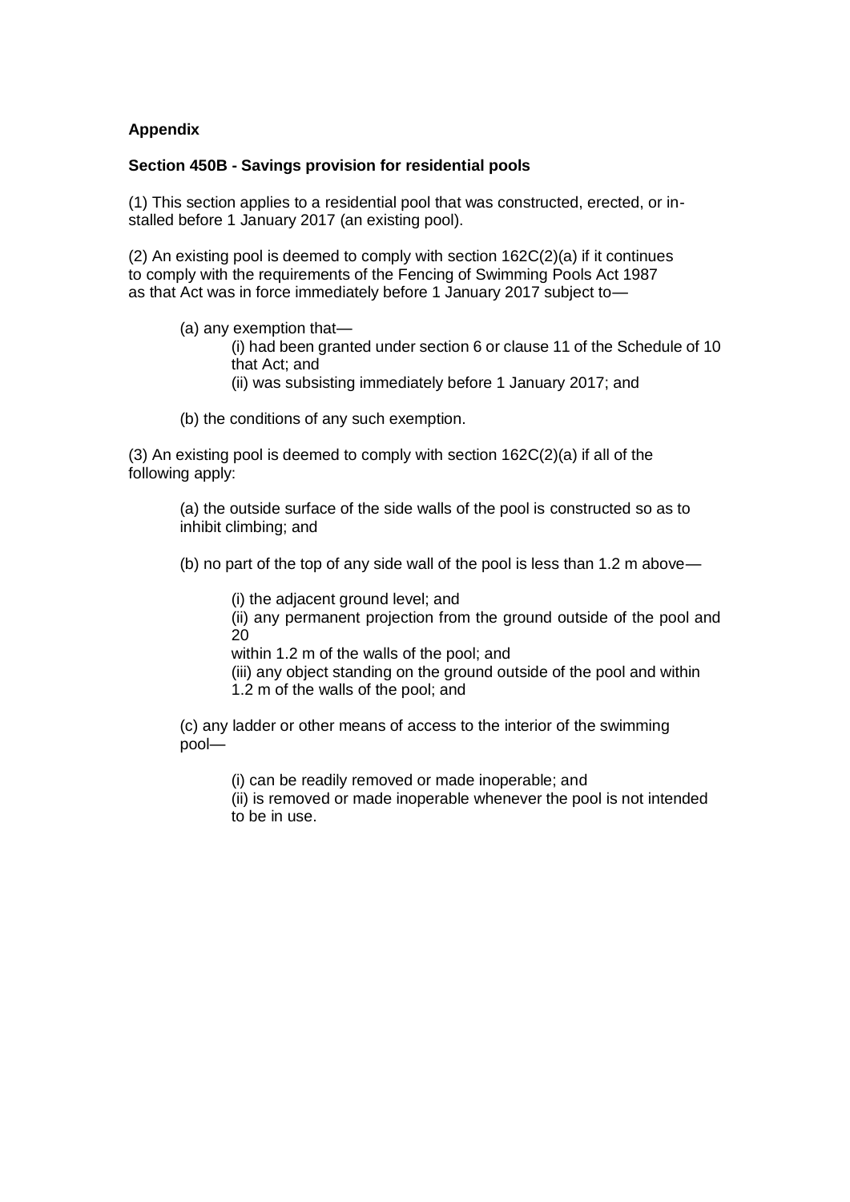**Appendix**

**Section 450B - Savings provision for residential pools**

(1) This section applies to a residential pool that was constructed, erected, or installed before 1 January 2017 (an existing pool).

(2) An existing pool is deemed to comply with section 162C(2)(a) if it continues to comply with the requirements of the Fencing of Swimming Pools Act 1987 as that Act was in force immediately before 1 January 2017 subject to—

(a) any exemption that—

(i) had been granted under section 6 or clause 11 of the Schedule of 10 that Act; and

(ii) was subsisting immediately before 1 January 2017; and

(b) the conditions of any such exemption.

(3) An existing pool is deemed to comply with section 162C(2)(a) if all of the following apply:

(a) the outside surface of the side walls of the pool is constructed so as to inhibit climbing; and

(b) no part of the top of any side wall of the pool is less than 1.2 m above—

(i) the adjacent ground level; and

(ii) any permanent projection from the ground outside of the pool and 20 within 1.2 m of the walls of the pool; and

(iii) any object standing on the ground outside of the pool and within 1.2 m of the walls of the pool; and

(c) any ladder or other means of access to the interior of the swimming pool—

(i) can be readily removed or made inoperable; and

(ii) is removed or made inoperable whenever the pool is not intended to be in use.